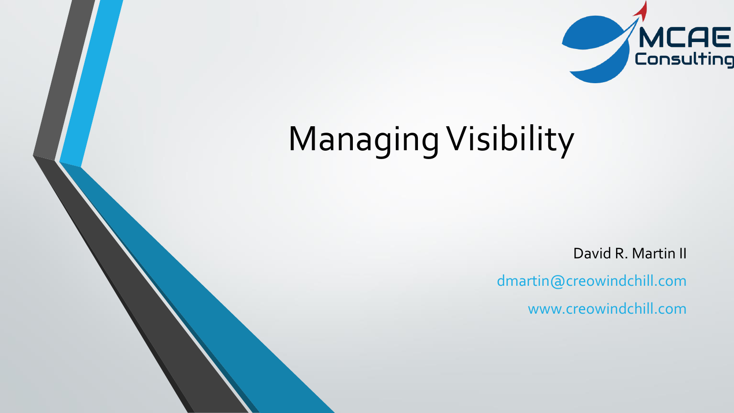# Managing Visibility

David R. Martin II

dmartin@creowindchill.com

www.creowindchill.com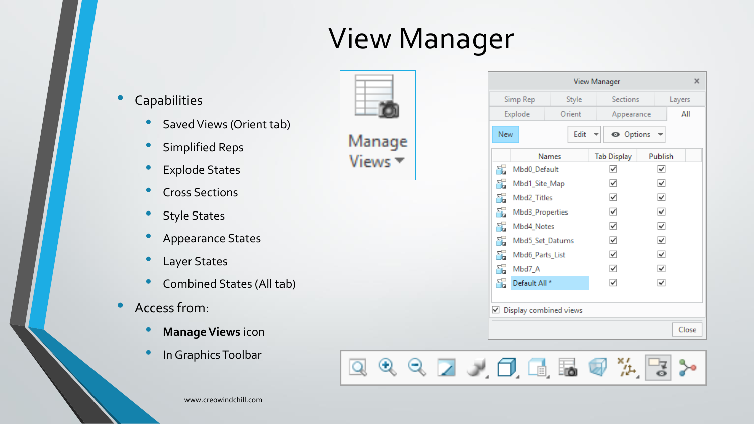# View Manager

- Capabilities
  - Saved Views (Orient tab)
  - Simplified Reps
  - Explode States
  - Cross Sections
  - Style States
  - Appearance States
  - Layer States
  - Combined States (All tab)
- Access from:
  - **Manage Views** icon
  - In Graphics Toolbar

www.creowindchill.com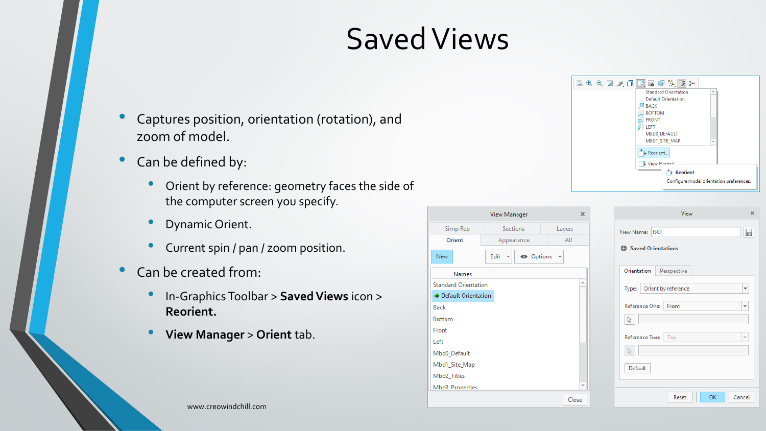# Saved Views

- Captures position, orientation (rotation), and zoom of model.
- Can be defined by:
  - Orient by reference: geometry faces the side of the computer screen you specify.
  - Dynamic Orient.
  - Current spin / pan / zoom position.
- Can be created from:
  - In-Graphics Toolbar > **Saved Views** icon > **Reorient.**
  - **View Manager** > **Orient** tab.

www.creowindchill.com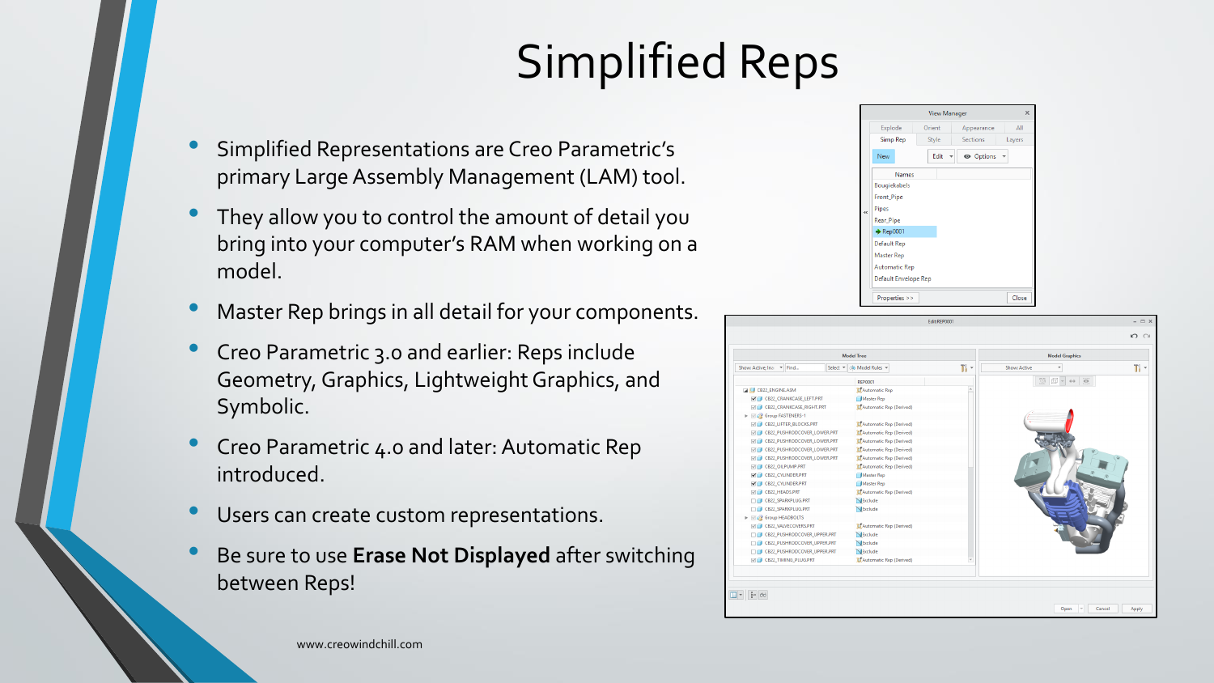# Simplified Reps

- Simplified Representations are Creo Parametric's primary Large Assembly Management (LAM) tool.
- They allow you to control the amount of detail you bring into your computer's RAM when working on a model.
- Master Rep brings in all detail for your components.
- Creo Parametric 3.0 and earlier: Reps include Geometry, Graphics, Lightweight Graphics, and Symbolic.
- Creo Parametric 4.0 and later: Automatic Rep introduced.
- Users can create custom representations.
- Be sure to use **Erase Not Displayed** after switching between Reps!

www.creowindchill.com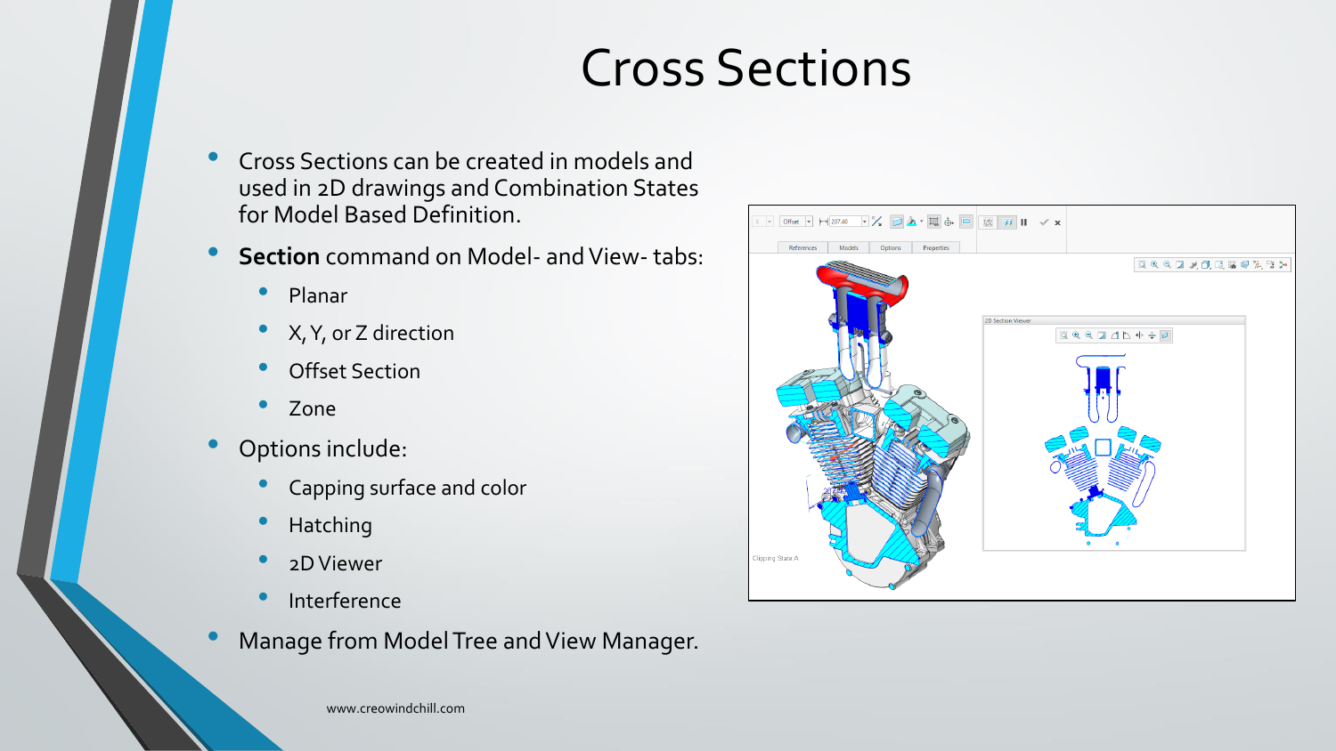# Cross Sections

- Cross Sections can be created in models and used in 2D drawings and Combination States for Model Based Definition.
- **Section** command on Model- and View- tabs:
  - Planar
  - X, Y, or Z direction
  - Offset Section
  - Zone
- Options include:
  - Capping surface and color
  - Hatching
  - 2D Viewer
  - Interference
- Manage from Model Tree and View Manager.

www.creowindchill.com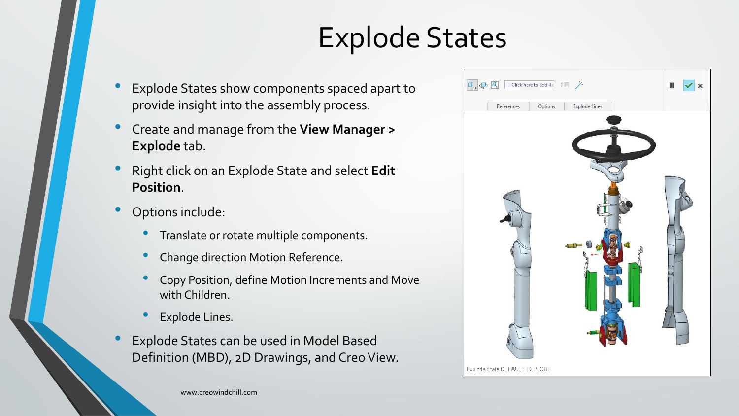# Explode States

- Explode States show components spaced apart to provide insight into the assembly process.
- Create and manage from the **View Manager > Explode** tab.
- Right click on an Explode State and select **Edit Position**.
- Options include:
  - Translate or rotate multiple components.
  - Change direction Motion Reference.
  - Copy Position, define Motion Increments and Move with Children.
  - Explode Lines.
- Explode States can be used in Model Based Definition (MBD), 2D Drawings, and Creo View.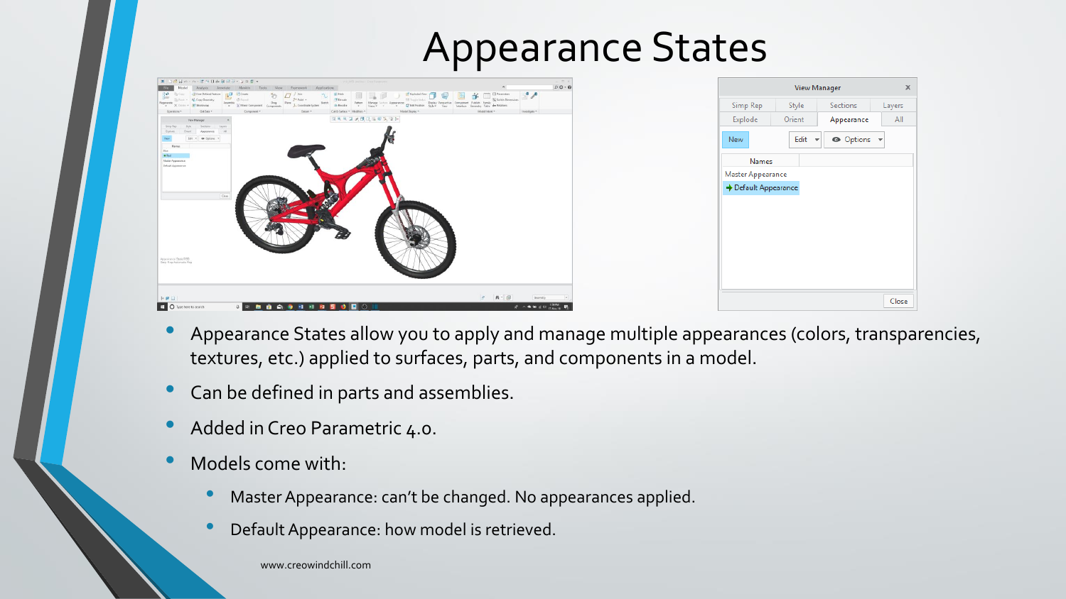# Appearance States

- Appearance States allow you to apply and manage multiple appearances (colors, transparencies, textures, etc.) applied to surfaces, parts, and components in a model.
- Can be defined in parts and assemblies.
- Added in Creo Parametric 4.0.
- Models come with:
  - Master Appearance: can't be changed. No appearances applied.
  - Default Appearance: how model is retrieved.

www.creowindchill.com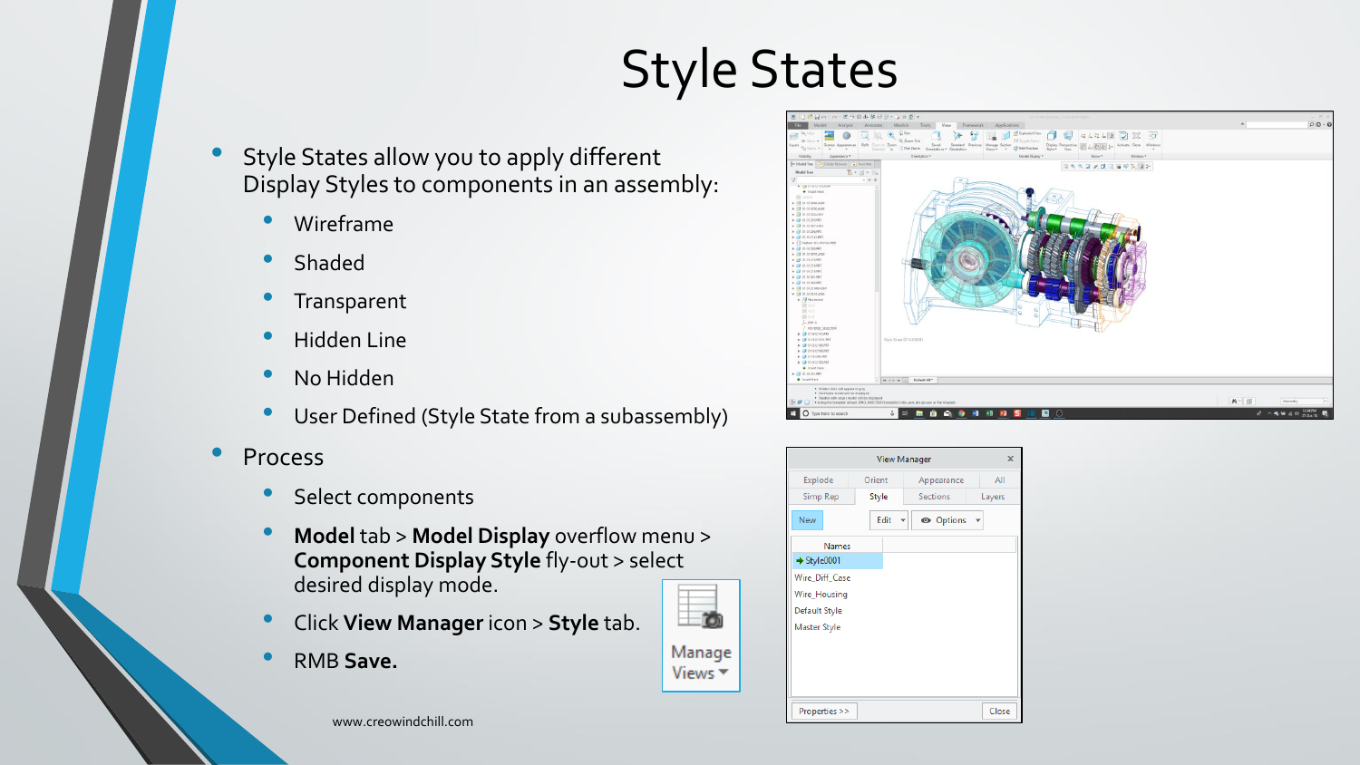# Style States

- Style States allow you to apply different Display Styles to components in an assembly:
  - Wireframe
  - Shaded
  - Transparent
  - Hidden Line
  - No Hidden
  - User Defined (Style State from a subassembly)
- Process
  - Select components
  - **Model** tab > **Model Display** overflow menu > **Component Display Style** fly-out > select desired display mode.
  - Click **View Manager** icon > **Style** tab.
  - RMB **Save.**

www.creowindchill.com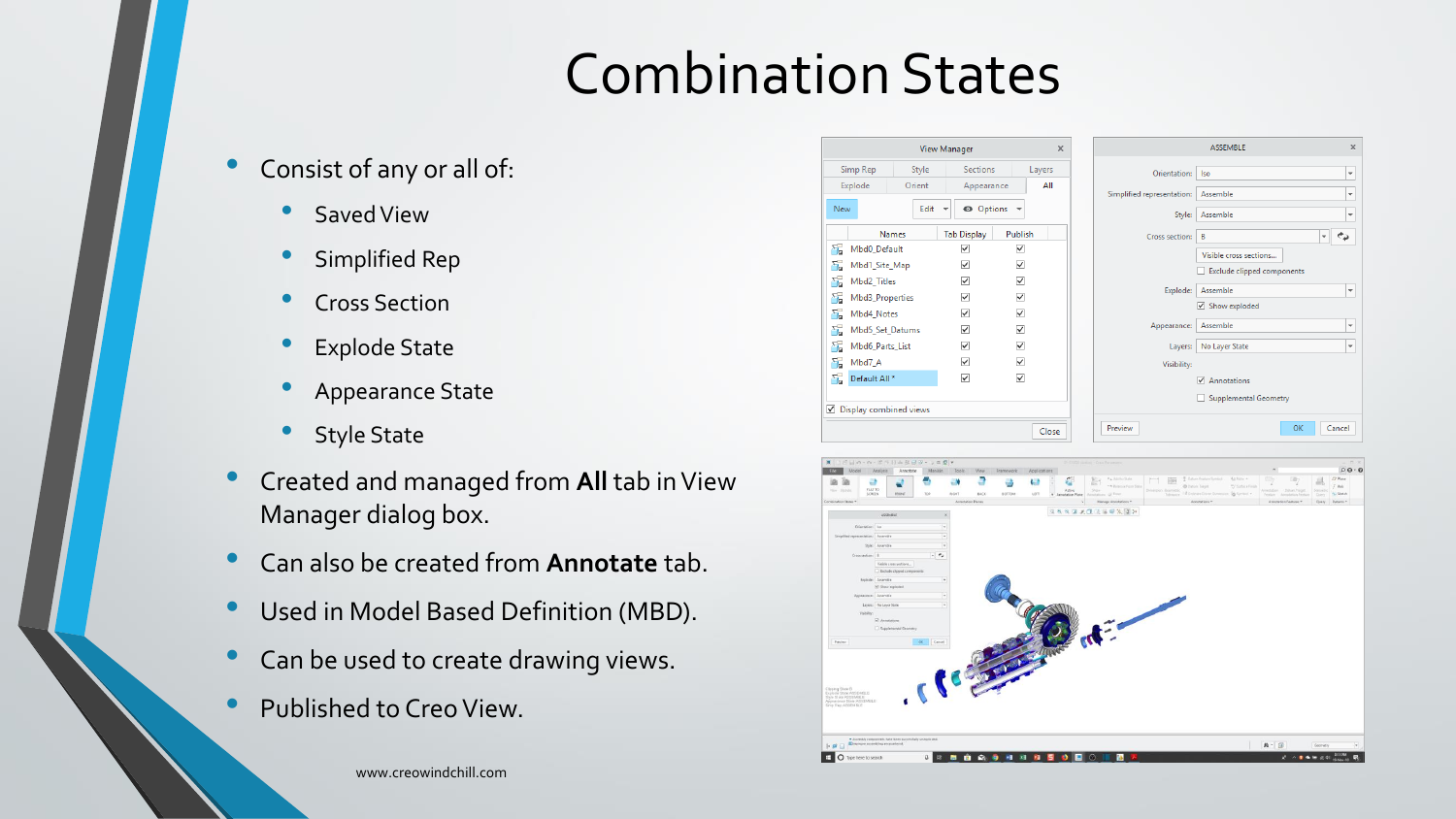# Combination States

- Consist of any or all of:
  - Saved View
  - Simplified Rep
  - Cross Section
  - Explode State
  - Appearance State
  - Style State
- Created and managed from **All** tab in View Manager dialog box.
- Can also be created from **Annotate** tab.
- Used in Model Based Definition (MBD).
- Can be used to create drawing views.
- Published to Creo View.

www.creowindchill.com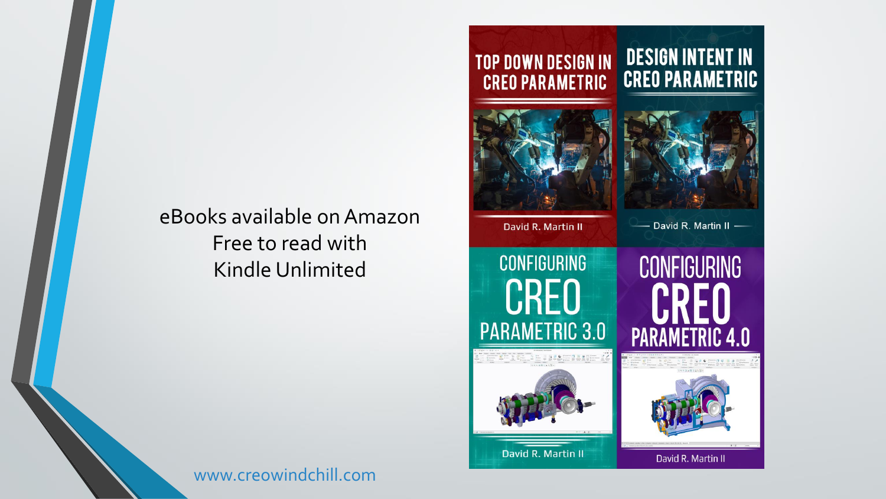eBooks available on Amazon
Free to read with
Kindle Unlimited

TOP DOWN DESIGN IN CREO PARAMETRIC
David R. Martin II

DESIGN INTENT IN CREO PARAMETRIC
David R. Martin II

CONFIGURING CREO PARAMETRIC 3.0
David R. Martin II

CONFIGURING CREO PARAMETRIC 4.0
David R. Martin II

www.creowindchill.com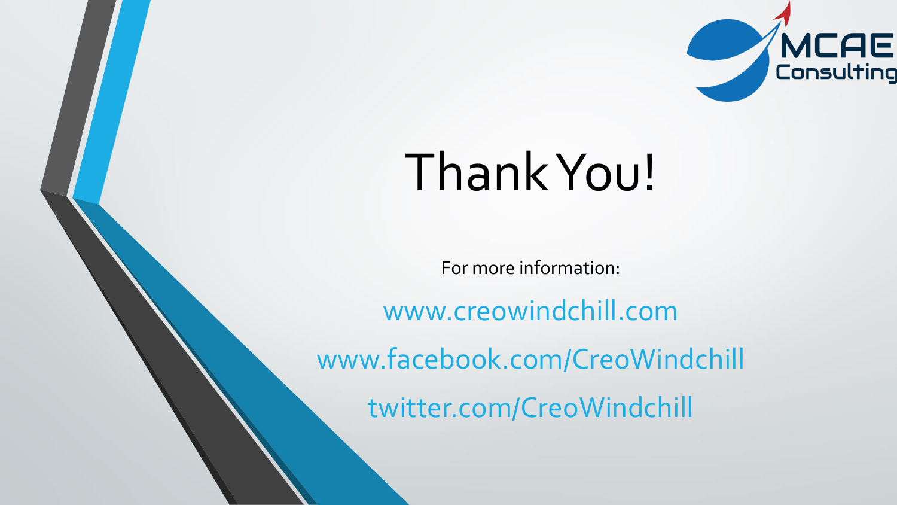# Thank You!

For more information:

www.creowindchill.com

www.facebook.com/CreoWindchill

twitter.com/CreoWindchill